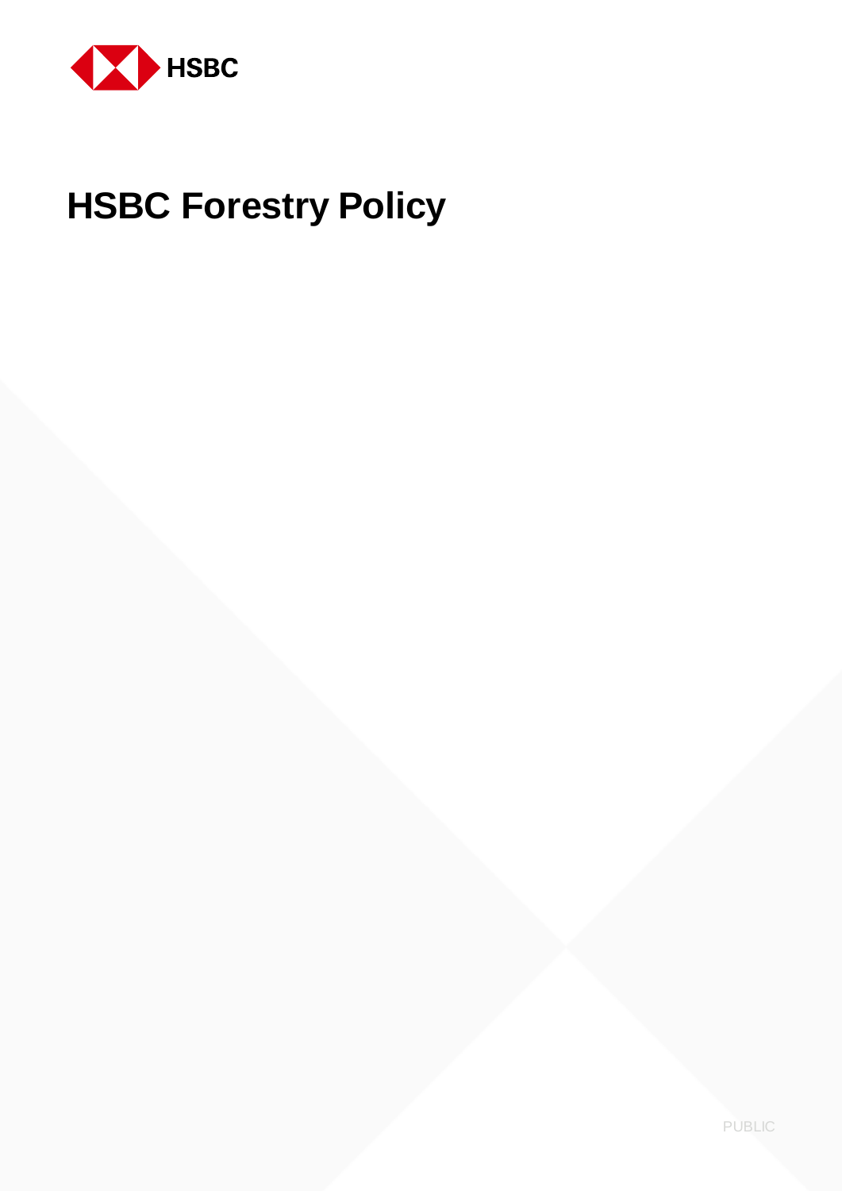HSBC

# HSBC Forestry Policy

PUBLIC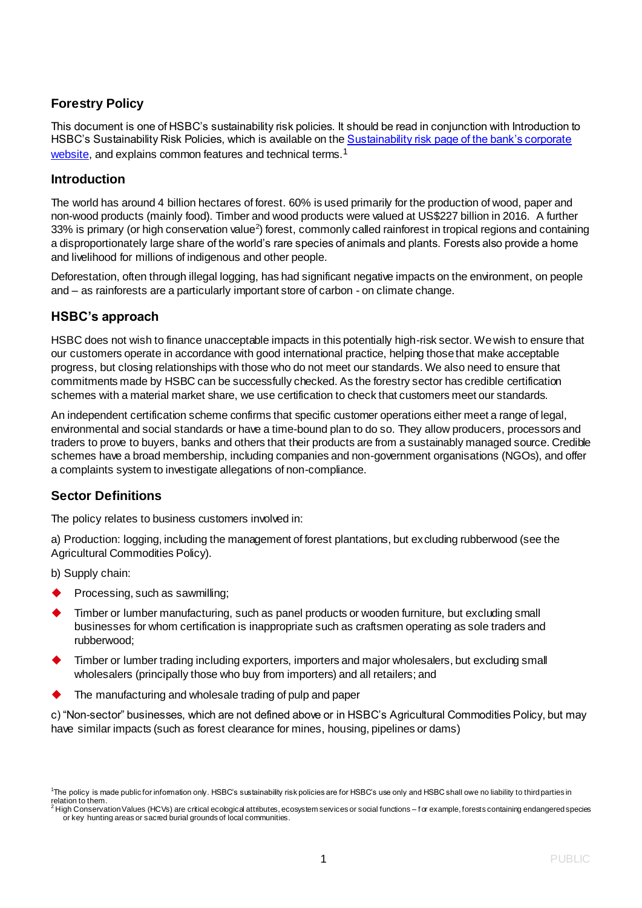## Forestry Policy

This document is one of HSBC's sustainability risk policies. It should be read in conjunction with Introduction to HSBC's Sustainability Risk Policies, which is available on the [Sustainability risk page of the bank's corporate website](), and explains common features and technical terms.[1]

## Introduction

The world has around 4 billion hectares of forest. 60% is used primarily for the production of wood, paper and non-wood products (mainly food). Timber and wood products were valued at US$227 billion in 2016. A further 33% is primary (or high conservation value[2]) forest, commonly called rainforest in tropical regions and containing a disproportionately large share of the world's rare species of animals and plants. Forests also provide a home and livelihood for millions of indigenous and other people.

Deforestation, often through illegal logging, has had significant negative impacts on the environment, on people and – as rainforests are a particularly important store of carbon - on climate change.

## HSBC's approach

HSBC does not wish to finance unacceptable impacts in this potentially high-risk sector. We wish to ensure that our customers operate in accordance with good international practice, helping those that make acceptable progress, but closing relationships with those who do not meet our standards. We also need to ensure that commitments made by HSBC can be successfully checked. As the forestry sector has credible certification schemes with a material market share, we use certification to check that customers meet our standards.

An independent certification scheme confirms that specific customer operations either meet a range of legal, environmental and social standards or have a time-bound plan to do so. They allow producers, processors and traders to prove to buyers, banks and others that their products are from a sustainably managed source. Credible schemes have a broad membership, including companies and non-government organisations (NGOs), and offer a complaints system to investigate allegations of non-compliance.

## Sector Definitions

The policy relates to business customers involved in:

a) Production: logging, including the management of forest plantations, but excluding rubberwood (see the Agricultural Commodities Policy).

b) Supply chain:

- Processing, such as sawmilling;
- Timber or lumber manufacturing, such as panel products or wooden furniture, but excluding small businesses for whom certification is inappropriate such as craftsmen operating as sole traders and rubberwood;
- Timber or lumber trading including exporters, importers and major wholesalers, but excluding small wholesalers (principally those who buy from importers) and all retailers; and
- The manufacturing and wholesale trading of pulp and paper

c) "Non-sector" businesses, which are not defined above or in HSBC's Agricultural Commodities Policy, but may have similar impacts (such as forest clearance for mines, housing, pipelines or dams)

---

[1] The policy is made public for information only. HSBC's sustainability risk policies are for HSBC's use only and HSBC shall owe no liability to third parties in relation to them.

[2] High Conservation Values (HCVs) are critical ecological attributes, ecosystem services or social functions – for example, forests containing endangered species or key hunting areas or sacred burial grounds of local communities.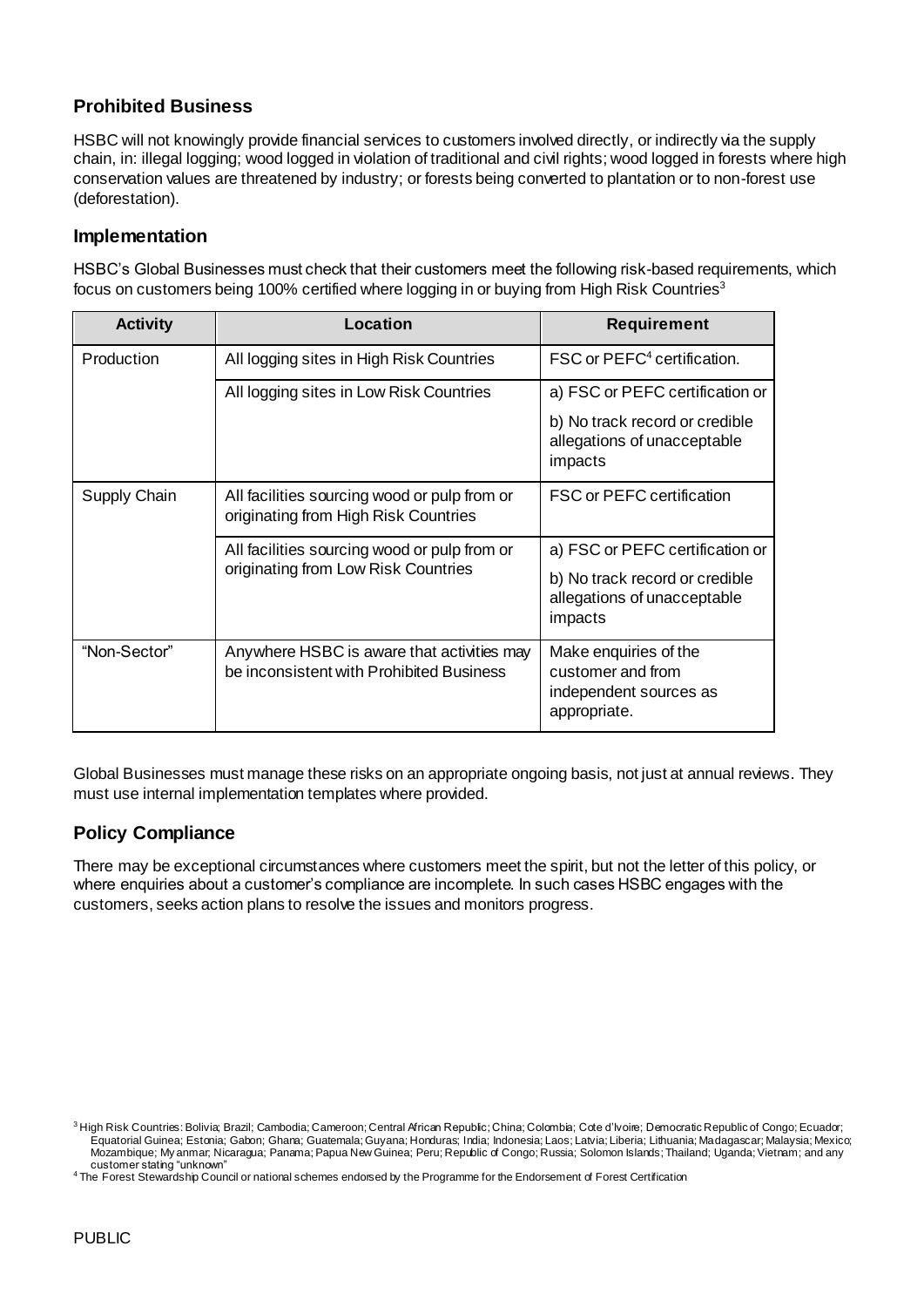## Prohibited Business

HSBC will not knowingly provide financial services to customers involved directly, or indirectly via the supply chain, in: illegal logging; wood logged in violation of traditional and civil rights; wood logged in forests where high conservation values are threatened by industry; or forests being converted to plantation or to non-forest use (deforestation).

## Implementation

HSBC's Global Businesses must check that their customers meet the following risk-based requirements, which focus on customers being 100% certified where logging in or buying from High Risk Countries[3]

| Activity | Location | Requirement |
|---|---|---|
| Production | All logging sites in High Risk Countries | FSC or PEFC[4] certification. |
| | All logging sites in Low Risk Countries | a) FSC or PEFC certification or<br>b) No track record or credible allegations of unacceptable impacts |
| Supply Chain | All facilities sourcing wood or pulp from or originating from High Risk Countries | FSC or PEFC certification |
| | All facilities sourcing wood or pulp from or originating from Low Risk Countries | a) FSC or PEFC certification or<br>b) No track record or credible allegations of unacceptable impacts |
| "Non-Sector" | Anywhere HSBC is aware that activities may be inconsistent with Prohibited Business | Make enquiries of the customer and from independent sources as appropriate. |

Global Businesses must manage these risks on an appropriate ongoing basis, not just at annual reviews. They must use internal implementation templates where provided.

## Policy Compliance

There may be exceptional circumstances where customers meet the spirit, but not the letter of this policy, or where enquiries about a customer's compliance are incomplete. In such cases HSBC engages with the customers, seeks action plans to resolve the issues and monitors progress.

[3] High Risk Countries: Bolivia; Brazil; Cambodia; Cameroon; Central African Republic; China; Colombia; Cote d'Ivoire; Democratic Republic of Congo; Ecuador; Equatorial Guinea; Estonia; Gabon; Ghana; Guatemala; Guyana; Honduras; India; Indonesia; Laos; Latvia; Liberia; Lithuania; Madagascar; Malaysia; Mexico; Mozambique; Myanmar; Nicaragua; Panama; Papua New Guinea; Peru; Republic of Congo; Russia; Solomon Islands; Thailand; Uganda; Vietnam; and any customer stating "unknown"

[4] The Forest Stewardship Council or national schemes endorsed by the Programme for the Endorsement of Forest Certification

PUBLIC